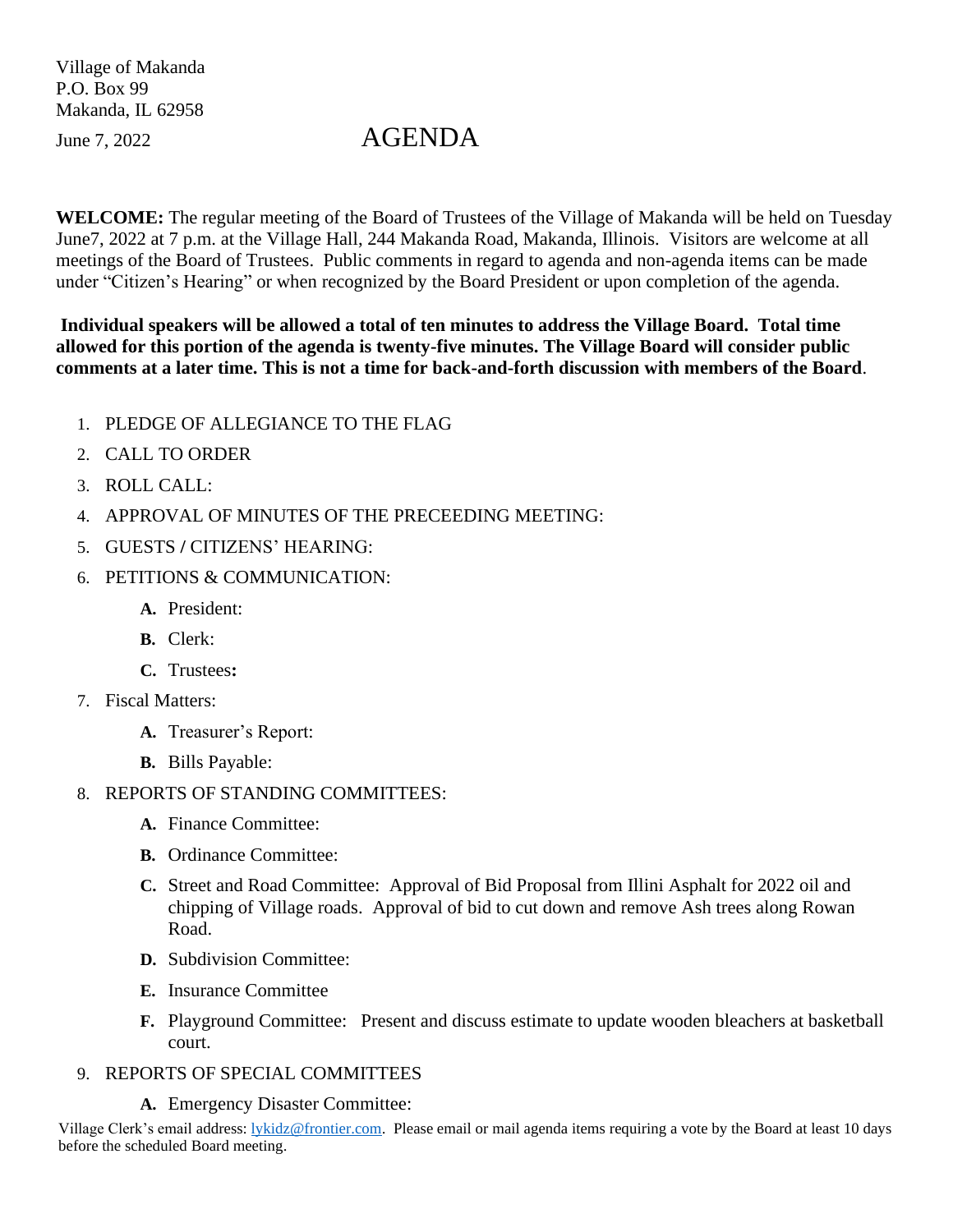Village of Makanda
P.O. Box 99
Makanda, IL 62958

June 7, 2022

# AGENDA

**WELCOME:** The regular meeting of the Board of Trustees of the Village of Makanda will be held on Tuesday June7, 2022 at 7 p.m. at the Village Hall, 244 Makanda Road, Makanda, Illinois. Visitors are welcome at all meetings of the Board of Trustees. Public comments in regard to agenda and non-agenda items can be made under "Citizen's Hearing" or when recognized by the Board President or upon completion of the agenda.

**Individual speakers will be allowed a total of ten minutes to address the Village Board. Total time allowed for this portion of the agenda is twenty-five minutes. The Village Board will consider public comments at a later time. This is not a time for back-and-forth discussion with members of the Board**.

1. PLEDGE OF ALLEGIANCE TO THE FLAG
2. CALL TO ORDER
3. ROLL CALL:
4. APPROVAL OF MINUTES OF THE PRECEEDING MEETING:
5. GUESTS / CITIZENS' HEARING:
6. PETITIONS & COMMUNICATION:
   - **A.** President:
   - **B.** Clerk:
   - **C.** Trustees**:**
7. Fiscal Matters:
   - **A.** Treasurer's Report:
   - **B.** Bills Payable:
8. REPORTS OF STANDING COMMITTEES:
   - **A.** Finance Committee:
   - **B.** Ordinance Committee:
   - **C.** Street and Road Committee: Approval of Bid Proposal from Illini Asphalt for 2022 oil and chipping of Village roads. Approval of bid to cut down and remove Ash trees along Rowan Road.
   - **D.** Subdivision Committee:
   - **E.** Insurance Committee
   - **F.** Playground Committee: Present and discuss estimate to update wooden bleachers at basketball court.
9. REPORTS OF SPECIAL COMMITTEES
   - **A.** Emergency Disaster Committee:

Village Clerk's email address: lykidz@frontier.com. Please email or mail agenda items requiring a vote by the Board at least 10 days before the scheduled Board meeting.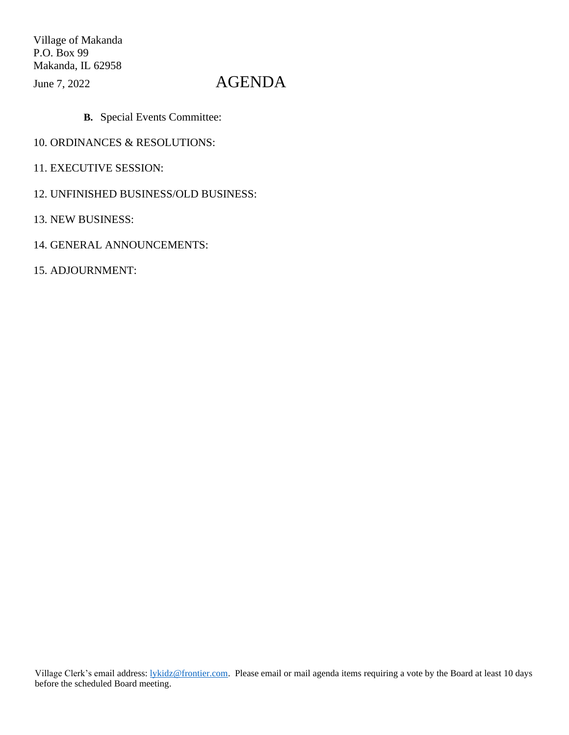Village of Makanda
P.O. Box 99
Makanda, IL 62958

June 7, 2022

# AGENDA

**B.** Special Events Committee:

10. ORDINANCES & RESOLUTIONS:

11. EXECUTIVE SESSION:

12. UNFINISHED BUSINESS/OLD BUSINESS:

13. NEW BUSINESS:

14. GENERAL ANNOUNCEMENTS:

15. ADJOURNMENT:

Village Clerk's email address: lykidz@frontier.com. Please email or mail agenda items requiring a vote by the Board at least 10 days before the scheduled Board meeting.